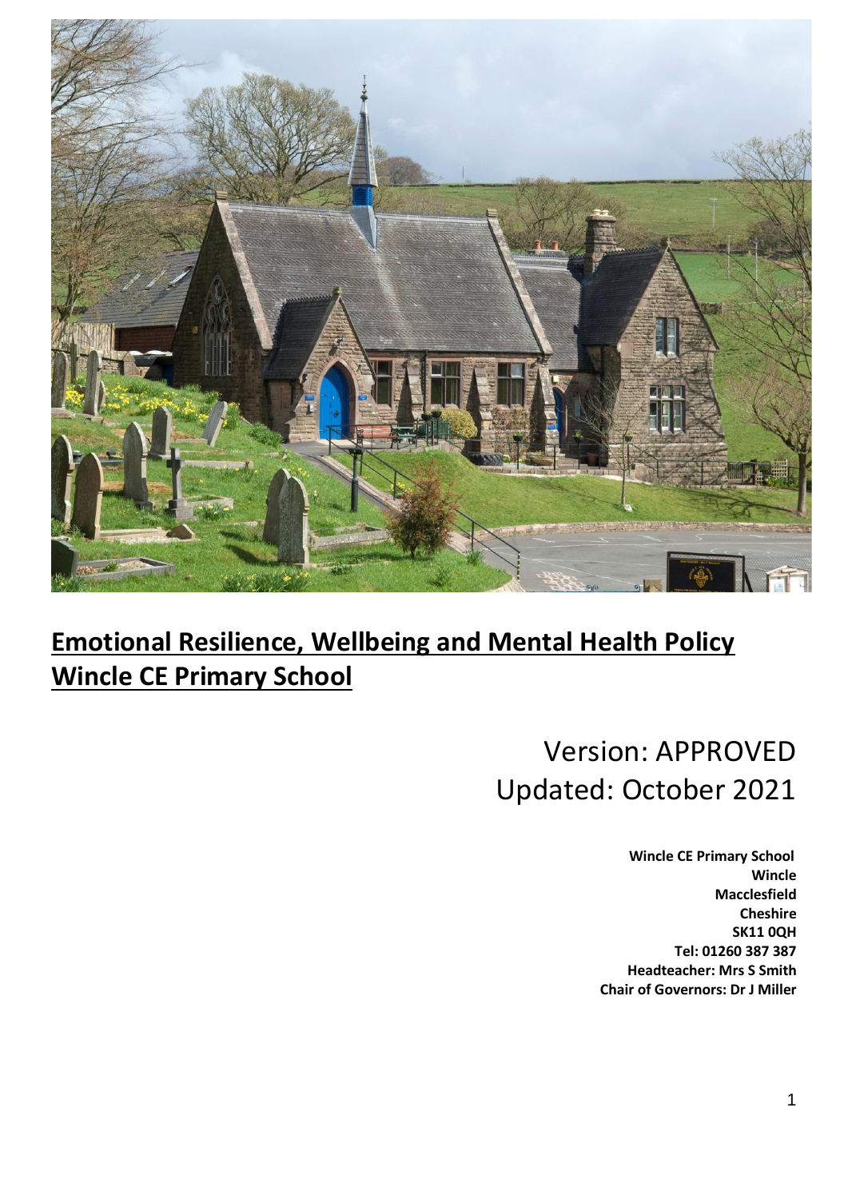# Emotional Resilience, Wellbeing and Mental Health Policy Wincle CE Primary School

Version: APPROVED
Updated: October 2021

**Wincle CE Primary School**
**Wincle**
**Macclesfield**
**Cheshire**
**SK11 0QH**
**Tel: 01260 387 387**
**Headteacher: Mrs S Smith**
**Chair of Governors: Dr J Miller**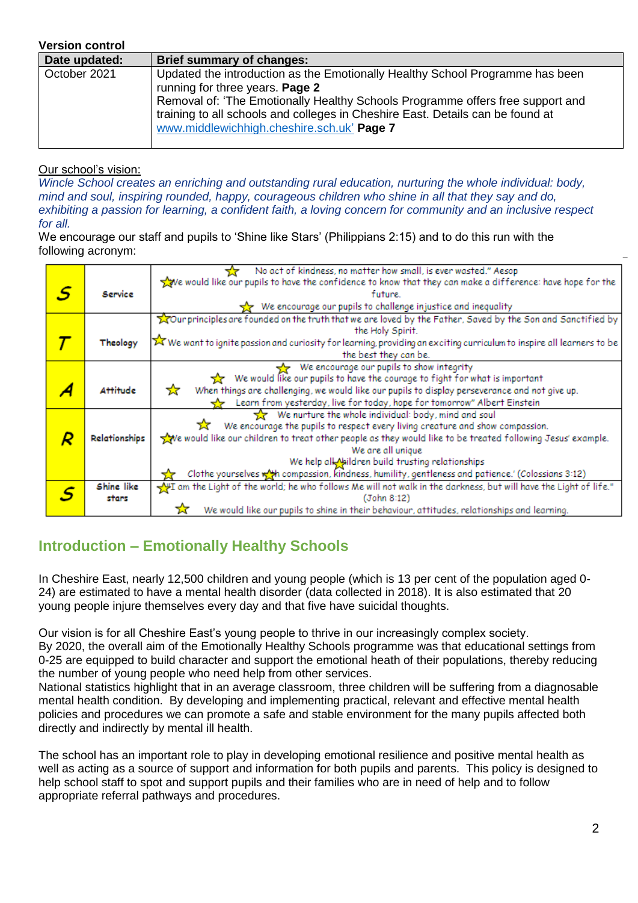**Version control**

| Date updated: | Brief summary of changes: |
|---|---|
| October 2021 | Updated the introduction as the Emotionally Healthy School Programme has been running for three years. **Page 2**<br>Removal of: 'The Emotionally Healthy Schools Programme offers free support and training to all schools and colleges in Cheshire East. Details can be found at www.middlewichhigh.cheshire.sch.uk' **Page 7** |

Our school's vision:

*Wincle School creates an enriching and outstanding rural education, nurturing the whole individual: body, mind and soul, inspiring rounded, happy, courageous children who shine in all that they say and do, exhibiting a passion for learning, a confident faith, a loving concern for community and an inclusive respect for all.*

We encourage our staff and pupils to 'Shine like Stars' (Philippians 2:15) and to do this run with the following acronym:

| | | |
|---|---|---|
| S | Service | ☆ No act of kindness, no matter how small, is ever wasted." Aesop<br>☆ We would like our pupils to have the confidence to know that they can make a difference: have hope for the future.<br>☆ We encourage our pupils to challenge injustice and inequality |
| T | Theology | ☆ Our principles are founded on the truth that we are loved by the Father, Saved by the Son and Sanctified by the Holy Spirit.<br>☆ We want to ignite passion and curiosity for learning, providing an exciting curriculum to inspire all learners to be the best they can be. |
| A | Attitude | ☆ We encourage our pupils to show integrity<br>☆ We would like our pupils to have the courage to fight for what is important<br>☆ When things are challenging, we would like our pupils to display perseverance and not give up.<br>☆ Learn from yesterday, live for today, hope for tomorrow" Albert Einstein |
| R | Relationships | ☆ We nurture the whole individual: body, mind and soul<br>☆ We encourage the pupils to respect every living creature and show compassion.<br>☆ We would like our children to treat other people as they would like to be treated following Jesus' example.<br>We are all unique<br>We help all children build trusting relationships<br>☆ Clothe yourselves with compassion, kindness, humility, gentleness and patience.' (Colossians 3:12) |
| S | Shine like stars | ☆ I am the Light of the world; he who follows Me will not walk in the darkness, but will have the Light of life." (John 8:12)<br>☆ We would like our pupils to shine in their behaviour, attitudes, relationships and learning. |

## Introduction – Emotionally Healthy Schools

In Cheshire East, nearly 12,500 children and young people (which is 13 per cent of the population aged 0-24) are estimated to have a mental health disorder (data collected in 2018). It is also estimated that 20 young people injure themselves every day and that five have suicidal thoughts.

Our vision is for all Cheshire East's young people to thrive in our increasingly complex society.
By 2020, the overall aim of the Emotionally Healthy Schools programme was that educational settings from 0-25 are equipped to build character and support the emotional heath of their populations, thereby reducing the number of young people who need help from other services.
National statistics highlight that in an average classroom, three children will be suffering from a diagnosable mental health condition. By developing and implementing practical, relevant and effective mental health policies and procedures we can promote a safe and stable environment for the many pupils affected both directly and indirectly by mental ill health.

The school has an important role to play in developing emotional resilience and positive mental health as well as acting as a source of support and information for both pupils and parents. This policy is designed to help school staff to spot and support pupils and their families who are in need of help and to follow appropriate referral pathways and procedures.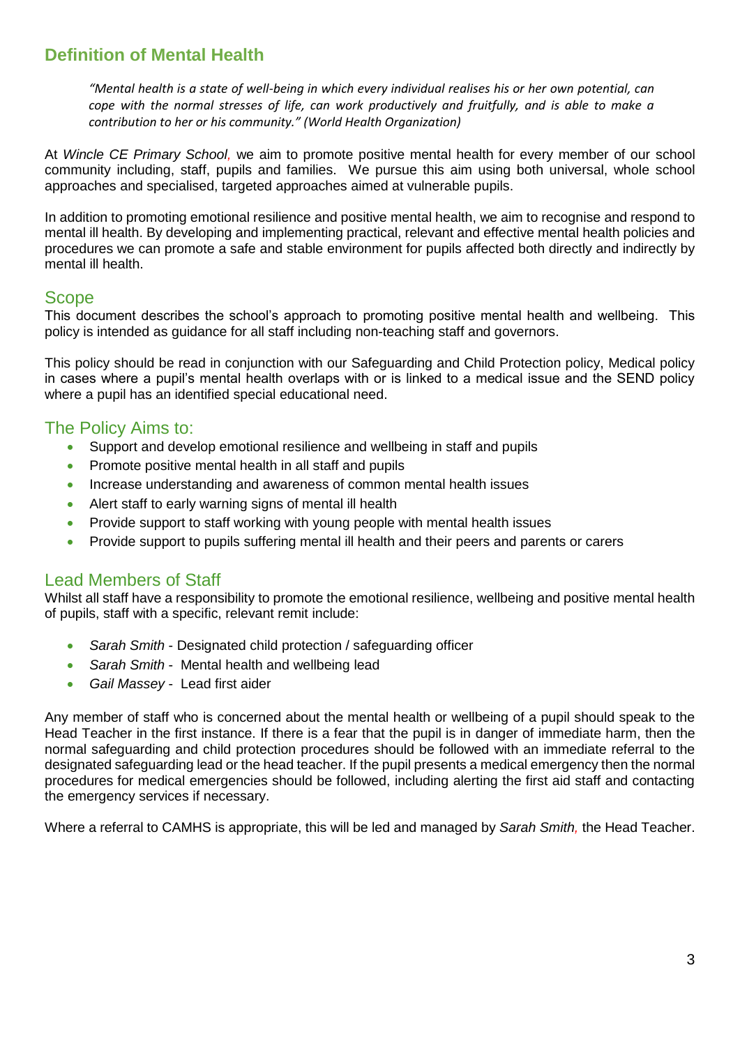## Definition of Mental Health

> *"Mental health is a state of well-being in which every individual realises his or her own potential, can cope with the normal stresses of life, can work productively and fruitfully, and is able to make a contribution to her or his community." (World Health Organization)*

At *Wincle CE Primary School*, we aim to promote positive mental health for every member of our school community including, staff, pupils and families. We pursue this aim using both universal, whole school approaches and specialised, targeted approaches aimed at vulnerable pupils.

In addition to promoting emotional resilience and positive mental health, we aim to recognise and respond to mental ill health. By developing and implementing practical, relevant and effective mental health policies and procedures we can promote a safe and stable environment for pupils affected both directly and indirectly by mental ill health.

## Scope

This document describes the school's approach to promoting positive mental health and wellbeing. This policy is intended as guidance for all staff including non-teaching staff and governors.

This policy should be read in conjunction with our Safeguarding and Child Protection policy, Medical policy in cases where a pupil's mental health overlaps with or is linked to a medical issue and the SEND policy where a pupil has an identified special educational need.

## The Policy Aims to:

- Support and develop emotional resilience and wellbeing in staff and pupils
- Promote positive mental health in all staff and pupils
- Increase understanding and awareness of common mental health issues
- Alert staff to early warning signs of mental ill health
- Provide support to staff working with young people with mental health issues
- Provide support to pupils suffering mental ill health and their peers and parents or carers

## Lead Members of Staff

Whilst all staff have a responsibility to promote the emotional resilience, wellbeing and positive mental health of pupils, staff with a specific, relevant remit include:

- *Sarah Smith* - Designated child protection / safeguarding officer
- *Sarah Smith* - Mental health and wellbeing lead
- *Gail Massey* - Lead first aider

Any member of staff who is concerned about the mental health or wellbeing of a pupil should speak to the Head Teacher in the first instance. If there is a fear that the pupil is in danger of immediate harm, then the normal safeguarding and child protection procedures should be followed with an immediate referral to the designated safeguarding lead or the head teacher. If the pupil presents a medical emergency then the normal procedures for medical emergencies should be followed, including alerting the first aid staff and contacting the emergency services if necessary.

Where a referral to CAMHS is appropriate, this will be led and managed by *Sarah Smith*, the Head Teacher.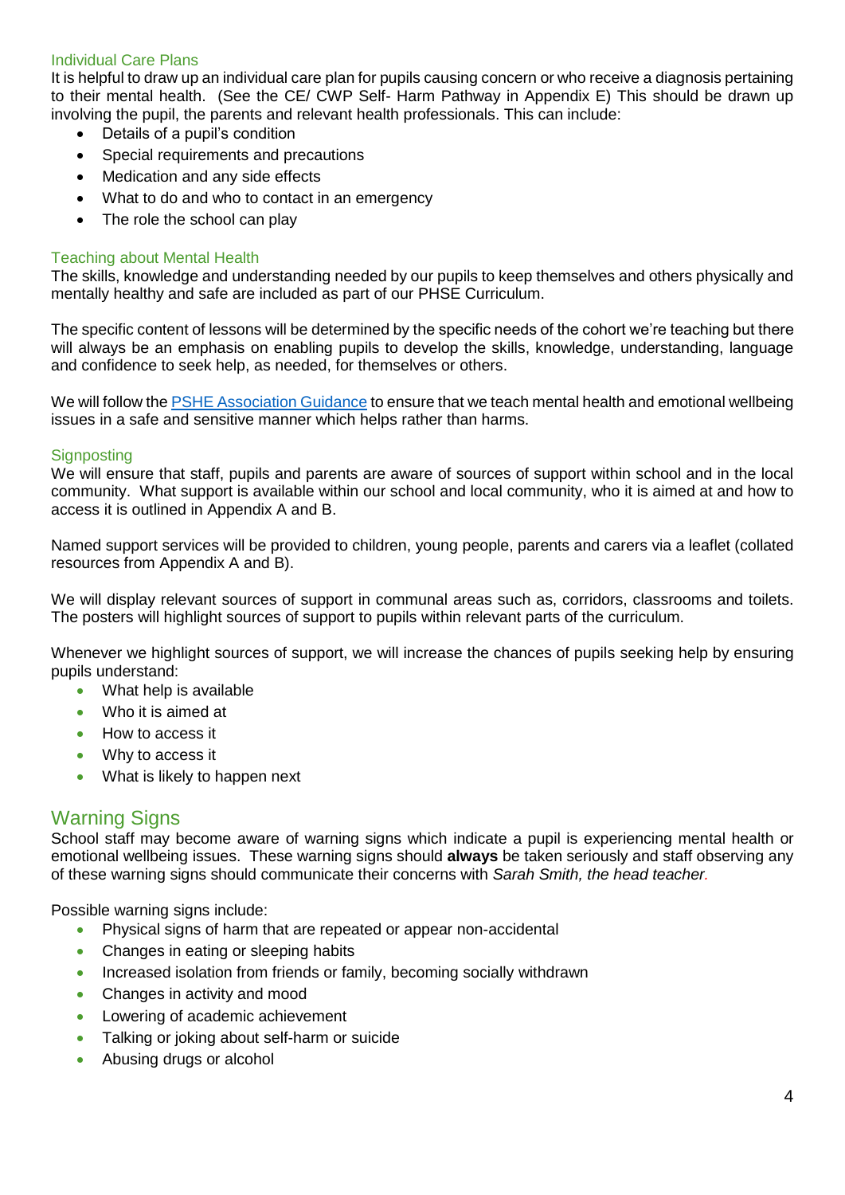### Individual Care Plans

It is helpful to draw up an individual care plan for pupils causing concern or who receive a diagnosis pertaining to their mental health. (See the CE/ CWP Self- Harm Pathway in Appendix E) This should be drawn up involving the pupil, the parents and relevant health professionals. This can include:

- Details of a pupil's condition
- Special requirements and precautions
- Medication and any side effects
- What to do and who to contact in an emergency
- The role the school can play

### Teaching about Mental Health

The skills, knowledge and understanding needed by our pupils to keep themselves and others physically and mentally healthy and safe are included as part of our PHSE Curriculum.

The specific content of lessons will be determined by the specific needs of the cohort we're teaching but there will always be an emphasis on enabling pupils to develop the skills, knowledge, understanding, language and confidence to seek help, as needed, for themselves or others.

We will follow the [PSHE Association Guidance] to ensure that we teach mental health and emotional wellbeing issues in a safe and sensitive manner which helps rather than harms.

### Signposting

We will ensure that staff, pupils and parents are aware of sources of support within school and in the local community. What support is available within our school and local community, who it is aimed at and how to access it is outlined in Appendix A and B.

Named support services will be provided to children, young people, parents and carers via a leaflet (collated resources from Appendix A and B).

We will display relevant sources of support in communal areas such as, corridors, classrooms and toilets. The posters will highlight sources of support to pupils within relevant parts of the curriculum.

Whenever we highlight sources of support, we will increase the chances of pupils seeking help by ensuring pupils understand:

- What help is available
- Who it is aimed at
- How to access it
- Why to access it
- What is likely to happen next

## Warning Signs

School staff may become aware of warning signs which indicate a pupil is experiencing mental health or emotional wellbeing issues. These warning signs should **always** be taken seriously and staff observing any of these warning signs should communicate their concerns with *Sarah Smith, the head teacher.*

Possible warning signs include:

- Physical signs of harm that are repeated or appear non-accidental
- Changes in eating or sleeping habits
- Increased isolation from friends or family, becoming socially withdrawn
- Changes in activity and mood
- Lowering of academic achievement
- Talking or joking about self-harm or suicide
- Abusing drugs or alcohol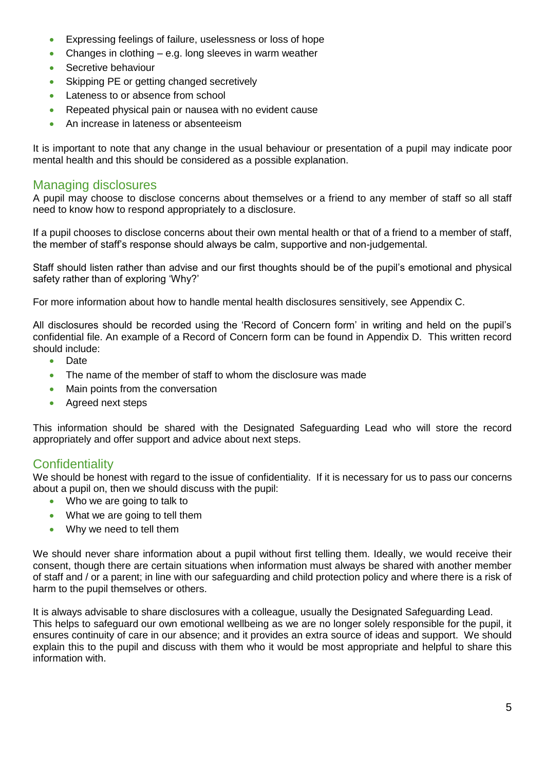- Expressing feelings of failure, uselessness or loss of hope
- Changes in clothing – e.g. long sleeves in warm weather
- Secretive behaviour
- Skipping PE or getting changed secretively
- Lateness to or absence from school
- Repeated physical pain or nausea with no evident cause
- An increase in lateness or absenteeism

It is important to note that any change in the usual behaviour or presentation of a pupil may indicate poor mental health and this should be considered as a possible explanation.

## Managing disclosures

A pupil may choose to disclose concerns about themselves or a friend to any member of staff so all staff need to know how to respond appropriately to a disclosure.

If a pupil chooses to disclose concerns about their own mental health or that of a friend to a member of staff, the member of staff's response should always be calm, supportive and non-judgemental.

Staff should listen rather than advise and our first thoughts should be of the pupil's emotional and physical safety rather than of exploring 'Why?'

For more information about how to handle mental health disclosures sensitively, see Appendix C.

All disclosures should be recorded using the 'Record of Concern form' in writing and held on the pupil's confidential file. An example of a Record of Concern form can be found in Appendix D. This written record should include:

- Date
- The name of the member of staff to whom the disclosure was made
- Main points from the conversation
- Agreed next steps

This information should be shared with the Designated Safeguarding Lead who will store the record appropriately and offer support and advice about next steps.

## Confidentiality

We should be honest with regard to the issue of confidentiality. If it is necessary for us to pass our concerns about a pupil on, then we should discuss with the pupil:

- Who we are going to talk to
- What we are going to tell them
- Why we need to tell them

We should never share information about a pupil without first telling them. Ideally, we would receive their consent, though there are certain situations when information must always be shared with another member of staff and / or a parent; in line with our safeguarding and child protection policy and where there is a risk of harm to the pupil themselves or others.

It is always advisable to share disclosures with a colleague, usually the Designated Safeguarding Lead. This helps to safeguard our own emotional wellbeing as we are no longer solely responsible for the pupil, it ensures continuity of care in our absence; and it provides an extra source of ideas and support. We should explain this to the pupil and discuss with them who it would be most appropriate and helpful to share this information with.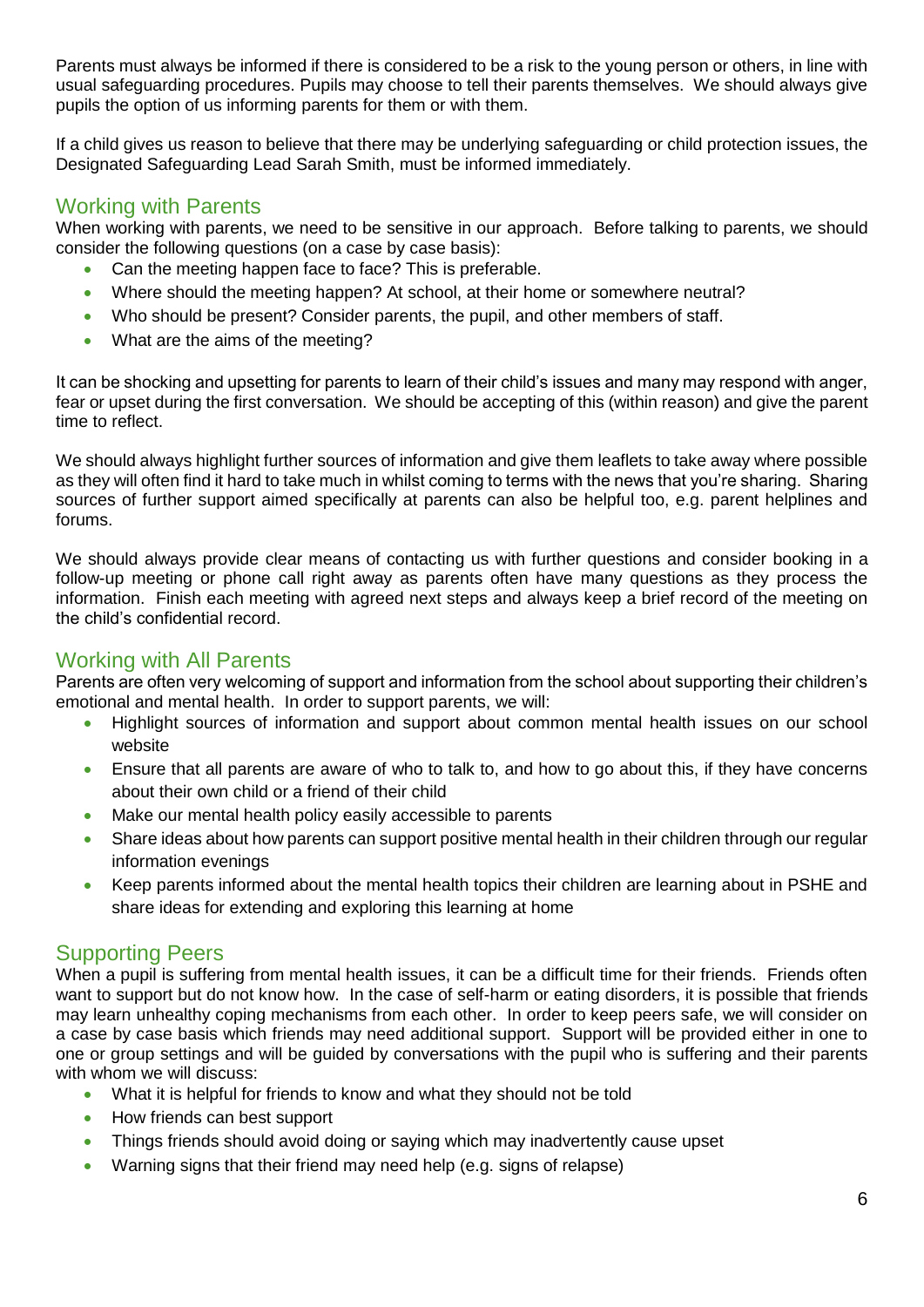Parents must always be informed if there is considered to be a risk to the young person or others, in line with usual safeguarding procedures. Pupils may choose to tell their parents themselves. We should always give pupils the option of us informing parents for them or with them.

If a child gives us reason to believe that there may be underlying safeguarding or child protection issues, the Designated Safeguarding Lead Sarah Smith, must be informed immediately.

## Working with Parents

When working with parents, we need to be sensitive in our approach. Before talking to parents, we should consider the following questions (on a case by case basis):

- Can the meeting happen face to face? This is preferable.
- Where should the meeting happen? At school, at their home or somewhere neutral?
- Who should be present? Consider parents, the pupil, and other members of staff.
- What are the aims of the meeting?

It can be shocking and upsetting for parents to learn of their child's issues and many may respond with anger, fear or upset during the first conversation. We should be accepting of this (within reason) and give the parent time to reflect.

We should always highlight further sources of information and give them leaflets to take away where possible as they will often find it hard to take much in whilst coming to terms with the news that you're sharing. Sharing sources of further support aimed specifically at parents can also be helpful too, e.g. parent helplines and forums.

We should always provide clear means of contacting us with further questions and consider booking in a follow-up meeting or phone call right away as parents often have many questions as they process the information. Finish each meeting with agreed next steps and always keep a brief record of the meeting on the child's confidential record.

## Working with All Parents

Parents are often very welcoming of support and information from the school about supporting their children's emotional and mental health. In order to support parents, we will:

- Highlight sources of information and support about common mental health issues on our school website
- Ensure that all parents are aware of who to talk to, and how to go about this, if they have concerns about their own child or a friend of their child
- Make our mental health policy easily accessible to parents
- Share ideas about how parents can support positive mental health in their children through our regular information evenings
- Keep parents informed about the mental health topics their children are learning about in PSHE and share ideas for extending and exploring this learning at home

## Supporting Peers

When a pupil is suffering from mental health issues, it can be a difficult time for their friends. Friends often want to support but do not know how. In the case of self-harm or eating disorders, it is possible that friends may learn unhealthy coping mechanisms from each other. In order to keep peers safe, we will consider on a case by case basis which friends may need additional support. Support will be provided either in one to one or group settings and will be guided by conversations with the pupil who is suffering and their parents with whom we will discuss:

- What it is helpful for friends to know and what they should not be told
- How friends can best support
- Things friends should avoid doing or saying which may inadvertently cause upset
- Warning signs that their friend may need help (e.g. signs of relapse)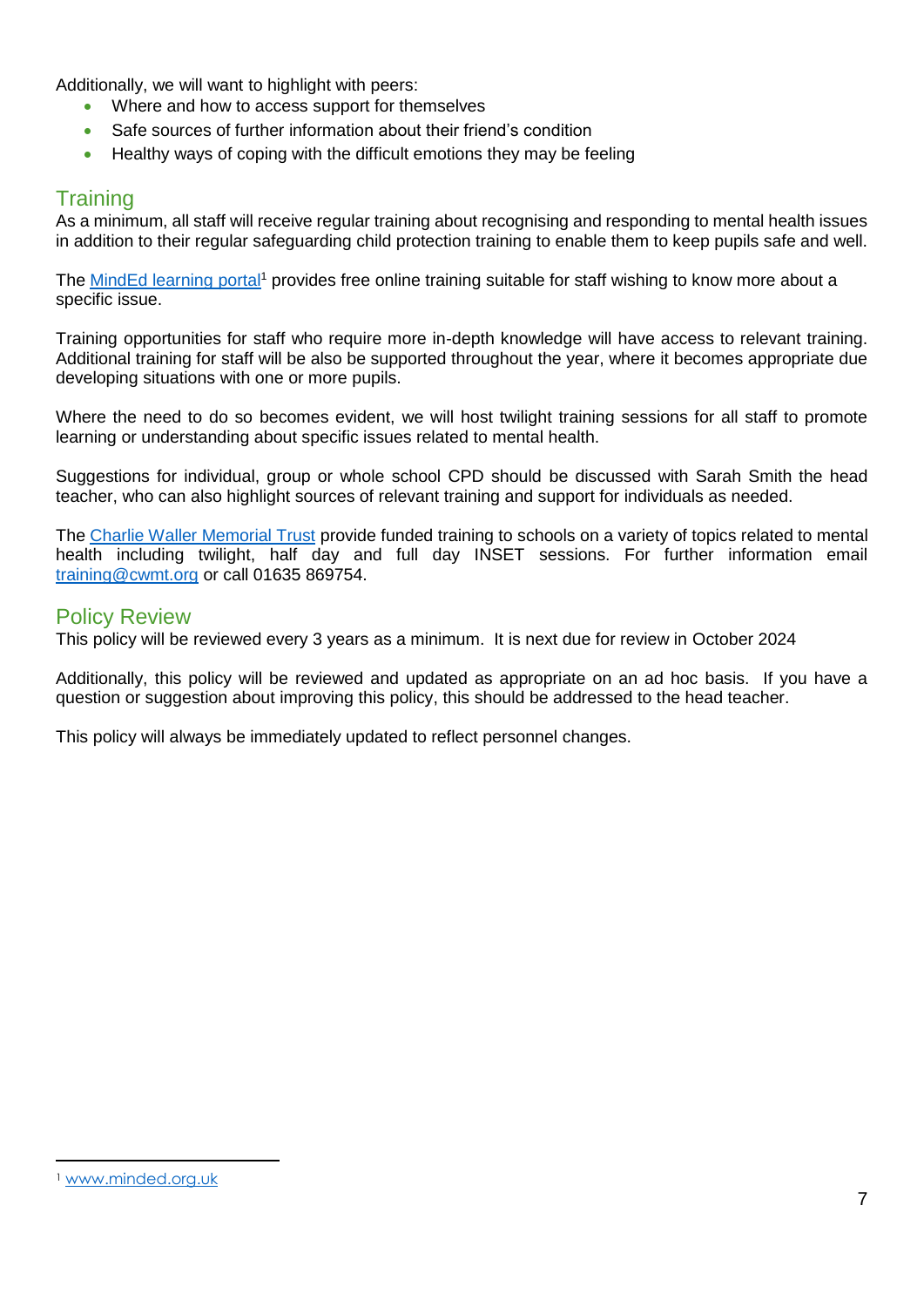Additionally, we will want to highlight with peers:

- Where and how to access support for themselves
- Safe sources of further information about their friend's condition
- Healthy ways of coping with the difficult emotions they may be feeling

## Training

As a minimum, all staff will receive regular training about recognising and responding to mental health issues in addition to their regular safeguarding child protection training to enable them to keep pupils safe and well.

The [MindEd learning portal](www.minded.org.uk)[1] provides free online training suitable for staff wishing to know more about a specific issue.

Training opportunities for staff who require more in-depth knowledge will have access to relevant training. Additional training for staff will be also be supported throughout the year, where it becomes appropriate due developing situations with one or more pupils.

Where the need to do so becomes evident, we will host twilight training sessions for all staff to promote learning or understanding about specific issues related to mental health.

Suggestions for individual, group or whole school CPD should be discussed with Sarah Smith the head teacher, who can also highlight sources of relevant training and support for individuals as needed.

The Charlie Waller Memorial Trust provide funded training to schools on a variety of topics related to mental health including twilight, half day and full day INSET sessions. For further information email training@cwmt.org or call 01635 869754.

## Policy Review

This policy will be reviewed every 3 years as a minimum. It is next due for review in October 2024

Additionally, this policy will be reviewed and updated as appropriate on an ad hoc basis. If you have a question or suggestion about improving this policy, this should be addressed to the head teacher.

This policy will always be immediately updated to reflect personnel changes.

---

[1] www.minded.org.uk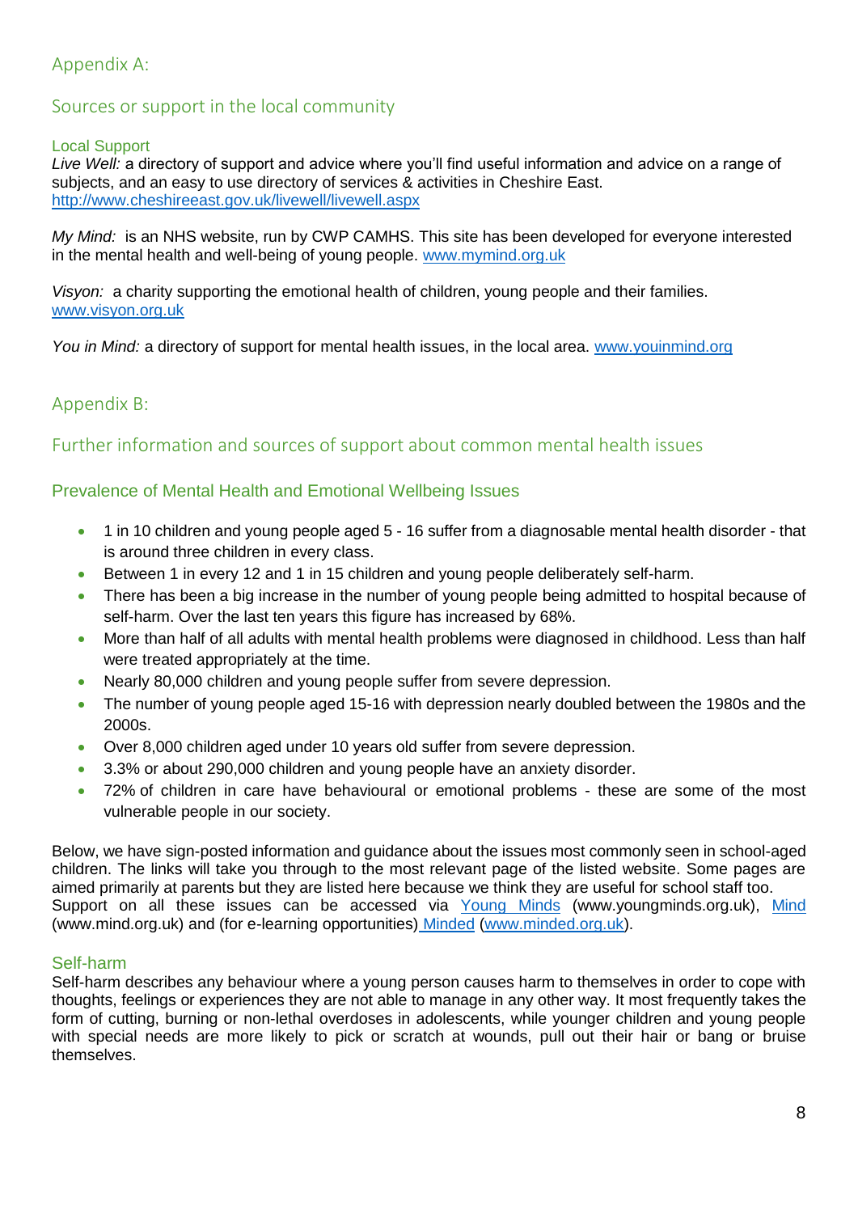## Appendix A:

### Sources or support in the local community

#### Local Support

*Live Well:* a directory of support and advice where you'll find useful information and advice on a range of subjects, and an easy to use directory of services & activities in Cheshire East. http://www.cheshireeast.gov.uk/livewell/livewell.aspx

*My Mind:* is an NHS website, run by CWP CAMHS. This site has been developed for everyone interested in the mental health and well-being of young people. www.mymind.org.uk

*Visyon:* a charity supporting the emotional health of children, young people and their families. www.visyon.org.uk

*You in Mind:* a directory of support for mental health issues, in the local area. www.youinmind.org

## Appendix B:

### Further information and sources of support about common mental health issues

#### Prevalence of Mental Health and Emotional Wellbeing Issues

- 1 in 10 children and young people aged 5 - 16 suffer from a diagnosable mental health disorder - that is around three children in every class.
- Between 1 in every 12 and 1 in 15 children and young people deliberately self-harm.
- There has been a big increase in the number of young people being admitted to hospital because of self-harm. Over the last ten years this figure has increased by 68%.
- More than half of all adults with mental health problems were diagnosed in childhood. Less than half were treated appropriately at the time.
- Nearly 80,000 children and young people suffer from severe depression.
- The number of young people aged 15-16 with depression nearly doubled between the 1980s and the 2000s.
- Over 8,000 children aged under 10 years old suffer from severe depression.
- 3.3% or about 290,000 children and young people have an anxiety disorder.
- 72% of children in care have behavioural or emotional problems - these are some of the most vulnerable people in our society.

Below, we have sign-posted information and guidance about the issues most commonly seen in school-aged children. The links will take you through to the most relevant page of the listed website. Some pages are aimed primarily at parents but they are listed here because we think they are useful for school staff too. Support on all these issues can be accessed via Young Minds (www.youngminds.org.uk), Mind (www.mind.org.uk) and (for e-learning opportunities) Minded (www.minded.org.uk).

#### Self-harm

Self-harm describes any behaviour where a young person causes harm to themselves in order to cope with thoughts, feelings or experiences they are not able to manage in any other way. It most frequently takes the form of cutting, burning or non-lethal overdoses in adolescents, while younger children and young people with special needs are more likely to pick or scratch at wounds, pull out their hair or bang or bruise themselves.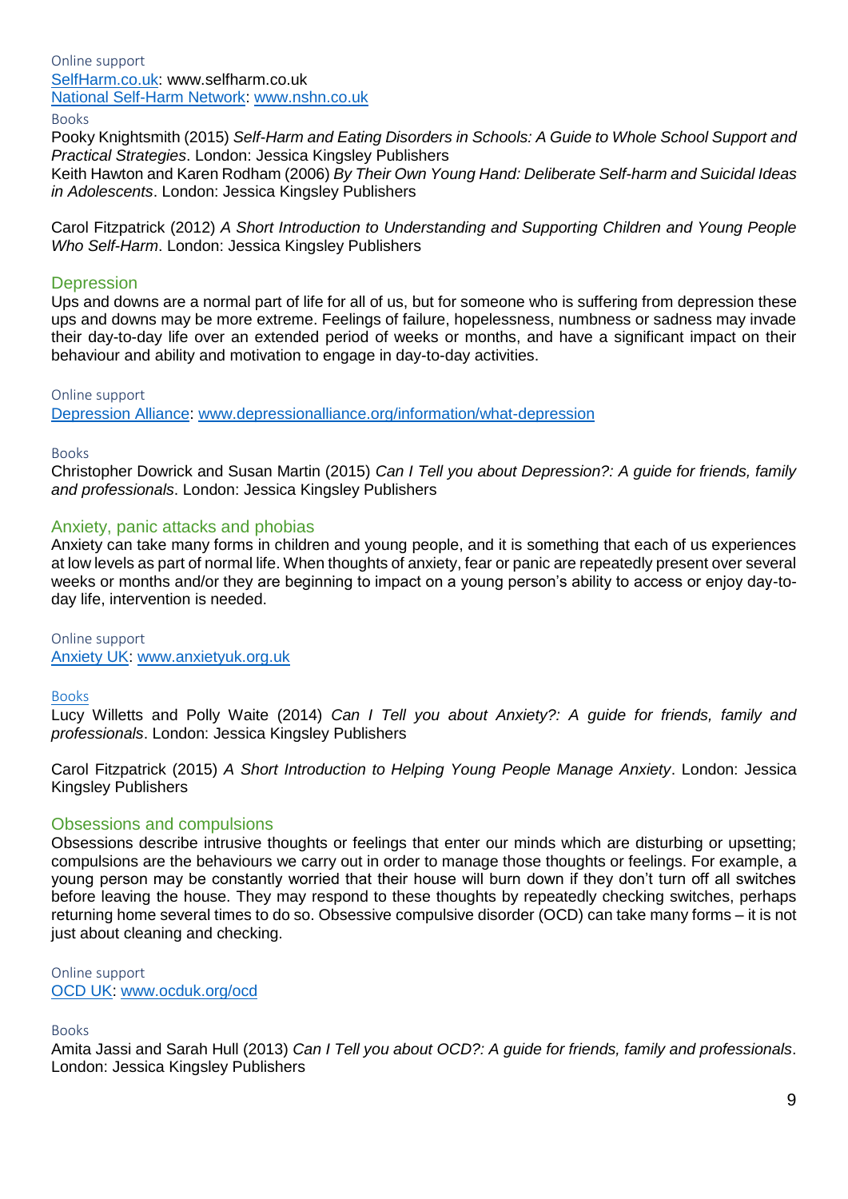Online support

[SelfHarm.co.uk](http://www.selfharm.co.uk): www.selfharm.co.uk

[National Self-Harm Network](http://www.nshn.co.uk): [www.nshn.co.uk](http://www.nshn.co.uk)

Books

Pooky Knightsmith (2015) *Self-Harm and Eating Disorders in Schools: A Guide to Whole School Support and Practical Strategies*. London: Jessica Kingsley Publishers

Keith Hawton and Karen Rodham (2006) *By Their Own Young Hand: Deliberate Self-harm and Suicidal Ideas in Adolescents*. London: Jessica Kingsley Publishers

Carol Fitzpatrick (2012) *A Short Introduction to Understanding and Supporting Children and Young People Who Self-Harm*. London: Jessica Kingsley Publishers

## Depression

Ups and downs are a normal part of life for all of us, but for someone who is suffering from depression these ups and downs may be more extreme. Feelings of failure, hopelessness, numbness or sadness may invade their day-to-day life over an extended period of weeks or months, and have a significant impact on their behaviour and ability and motivation to engage in day-to-day activities.

Online support

[Depression Alliance](http://www.depressionalliance.org/information/what-depression): [www.depressionalliance.org/information/what-depression](http://www.depressionalliance.org/information/what-depression)

Books

Christopher Dowrick and Susan Martin (2015) *Can I Tell you about Depression?: A guide for friends, family and professionals*. London: Jessica Kingsley Publishers

## Anxiety, panic attacks and phobias

Anxiety can take many forms in children and young people, and it is something that each of us experiences at low levels as part of normal life. When thoughts of anxiety, fear or panic are repeatedly present over several weeks or months and/or they are beginning to impact on a young person's ability to access or enjoy day-to-day life, intervention is needed.

Online support

[Anxiety UK](http://www.anxietyuk.org.uk): [www.anxietyuk.org.uk](http://www.anxietyuk.org.uk)

Books

Lucy Willetts and Polly Waite (2014) *Can I Tell you about Anxiety?: A guide for friends, family and professionals*. London: Jessica Kingsley Publishers

Carol Fitzpatrick (2015) *A Short Introduction to Helping Young People Manage Anxiety*. London: Jessica Kingsley Publishers

## Obsessions and compulsions

Obsessions describe intrusive thoughts or feelings that enter our minds which are disturbing or upsetting; compulsions are the behaviours we carry out in order to manage those thoughts or feelings. For example, a young person may be constantly worried that their house will burn down if they don't turn off all switches before leaving the house. They may respond to these thoughts by repeatedly checking switches, perhaps returning home several times to do so. Obsessive compulsive disorder (OCD) can take many forms – it is not just about cleaning and checking.

Online support

[OCD UK](http://www.ocduk.org/ocd): [www.ocduk.org/ocd](http://www.ocduk.org/ocd)

Books

Amita Jassi and Sarah Hull (2013) *Can I Tell you about OCD?: A guide for friends, family and professionals*. London: Jessica Kingsley Publishers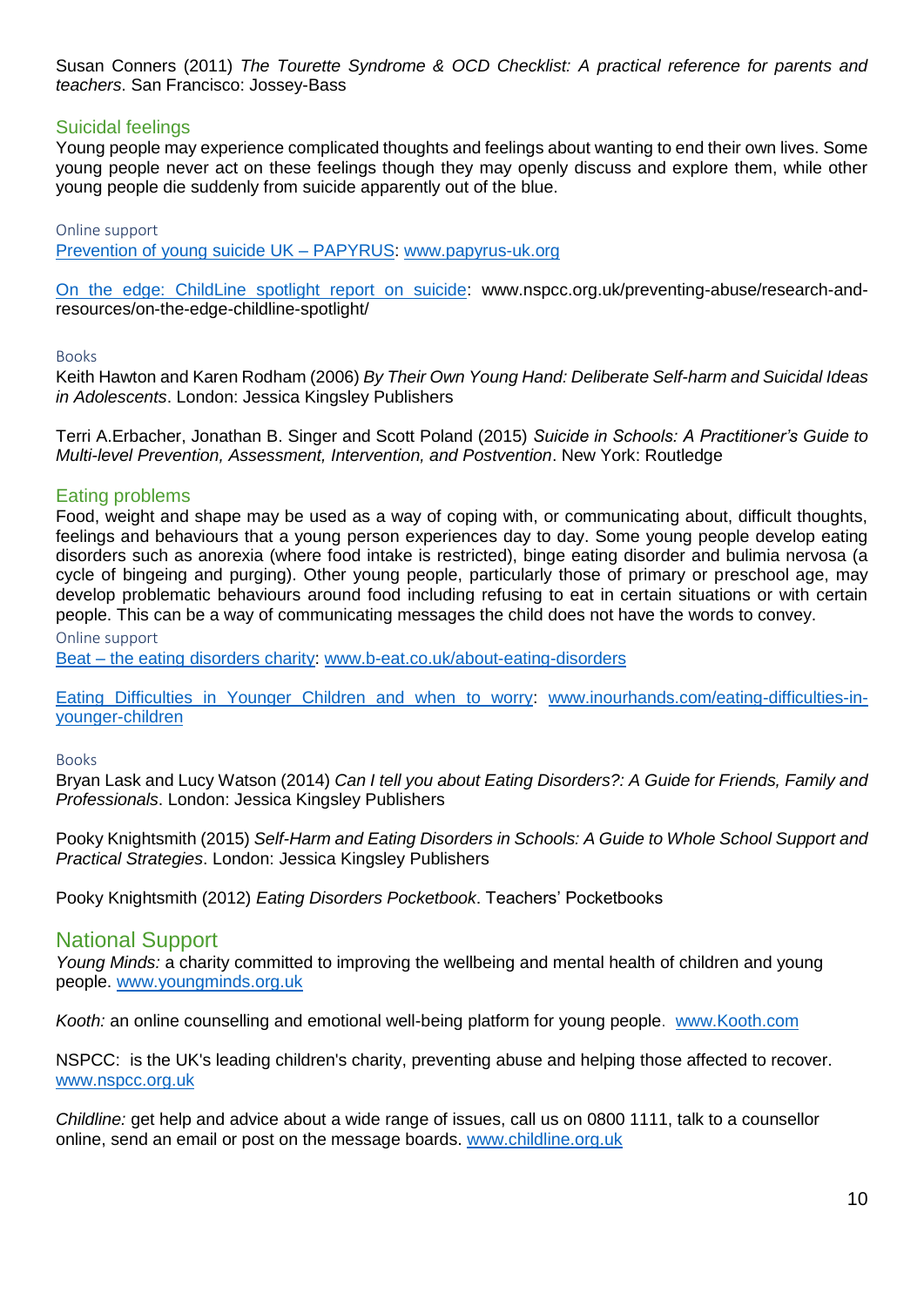Susan Conners (2011) *The Tourette Syndrome & OCD Checklist: A practical reference for parents and teachers*. San Francisco: Jossey-Bass

## Suicidal feelings

Young people may experience complicated thoughts and feelings about wanting to end their own lives. Some young people never act on these feelings though they may openly discuss and explore them, while other young people die suddenly from suicide apparently out of the blue.

#### Online support

Prevention of young suicide UK – PAPYRUS: www.papyrus-uk.org

On the edge: ChildLine spotlight report on suicide: www.nspcc.org.uk/preventing-abuse/research-and-resources/on-the-edge-childline-spotlight/

#### Books

Keith Hawton and Karen Rodham (2006) *By Their Own Young Hand: Deliberate Self-harm and Suicidal Ideas in Adolescents*. London: Jessica Kingsley Publishers

Terri A.Erbacher, Jonathan B. Singer and Scott Poland (2015) *Suicide in Schools: A Practitioner's Guide to Multi-level Prevention, Assessment, Intervention, and Postvention*. New York: Routledge

## Eating problems

Food, weight and shape may be used as a way of coping with, or communicating about, difficult thoughts, feelings and behaviours that a young person experiences day to day. Some young people develop eating disorders such as anorexia (where food intake is restricted), binge eating disorder and bulimia nervosa (a cycle of bingeing and purging). Other young people, particularly those of primary or preschool age, may develop problematic behaviours around food including refusing to eat in certain situations or with certain people. This can be a way of communicating messages the child does not have the words to convey.

#### Online support

Beat – the eating disorders charity: www.b-eat.co.uk/about-eating-disorders

Eating Difficulties in Younger Children and when to worry: www.inourhands.com/eating-difficulties-in-younger-children

#### Books

Bryan Lask and Lucy Watson (2014) *Can I tell you about Eating Disorders?: A Guide for Friends, Family and Professionals*. London: Jessica Kingsley Publishers

Pooky Knightsmith (2015) *Self-Harm and Eating Disorders in Schools: A Guide to Whole School Support and Practical Strategies*. London: Jessica Kingsley Publishers

Pooky Knightsmith (2012) *Eating Disorders Pocketbook*. Teachers' Pocketbooks

# National Support

*Young Minds:* a charity committed to improving the wellbeing and mental health of children and young people. www.youngminds.org.uk

*Kooth:* an online counselling and emotional well-being platform for young people. www.Kooth.com

NSPCC: is the UK's leading children's charity, preventing abuse and helping those affected to recover. www.nspcc.org.uk

*Childline:* get help and advice about a wide range of issues, call us on 0800 1111, talk to a counsellor online, send an email or post on the message boards. www.childline.org.uk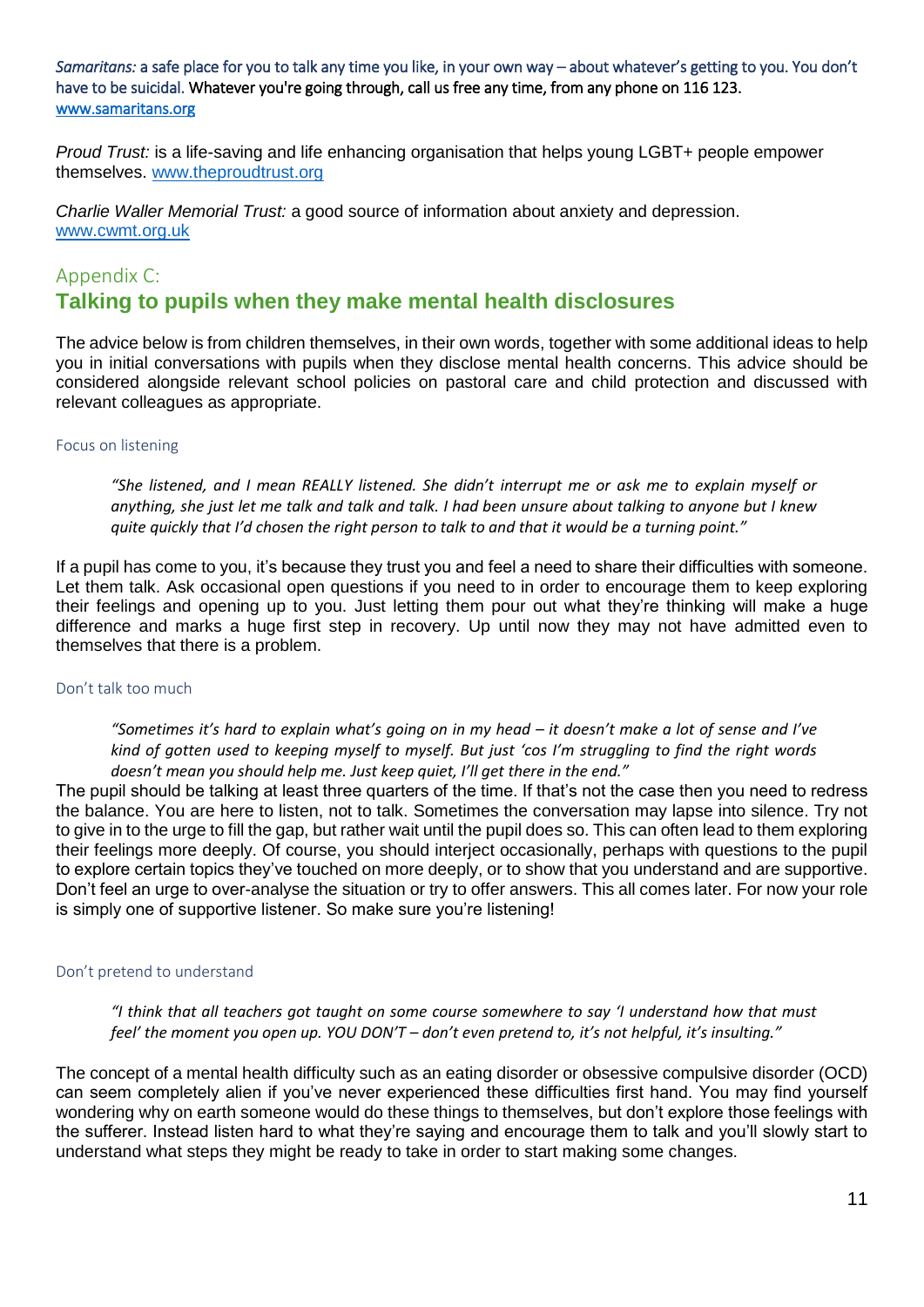*Samaritans:* a safe place for you to talk any time you like, in your own way – about whatever's getting to you. You don't have to be suicidal. Whatever you're going through, call us free any time, from any phone on 116 123. www.samaritans.org

*Proud Trust:* is a life-saving and life enhancing organisation that helps young LGBT+ people empower themselves. www.theproudtrust.org

*Charlie Waller Memorial Trust:* a good source of information about anxiety and depression. www.cwmt.org.uk

## Appendix C:
## Talking to pupils when they make mental health disclosures

The advice below is from children themselves, in their own words, together with some additional ideas to help you in initial conversations with pupils when they disclose mental health concerns. This advice should be considered alongside relevant school policies on pastoral care and child protection and discussed with relevant colleagues as appropriate.

### Focus on listening

> *"She listened, and I mean REALLY listened. She didn't interrupt me or ask me to explain myself or anything, she just let me talk and talk and talk. I had been unsure about talking to anyone but I knew quite quickly that I'd chosen the right person to talk to and that it would be a turning point."*

If a pupil has come to you, it's because they trust you and feel a need to share their difficulties with someone. Let them talk. Ask occasional open questions if you need to in order to encourage them to keep exploring their feelings and opening up to you. Just letting them pour out what they're thinking will make a huge difference and marks a huge first step in recovery. Up until now they may not have admitted even to themselves that there is a problem.

### Don't talk too much

> *"Sometimes it's hard to explain what's going on in my head – it doesn't make a lot of sense and I've kind of gotten used to keeping myself to myself. But just 'cos I'm struggling to find the right words doesn't mean you should help me. Just keep quiet, I'll get there in the end."*

The pupil should be talking at least three quarters of the time. If that's not the case then you need to redress the balance. You are here to listen, not to talk. Sometimes the conversation may lapse into silence. Try not to give in to the urge to fill the gap, but rather wait until the pupil does so. This can often lead to them exploring their feelings more deeply. Of course, you should interject occasionally, perhaps with questions to the pupil to explore certain topics they've touched on more deeply, or to show that you understand and are supportive. Don't feel an urge to over-analyse the situation or try to offer answers. This all comes later. For now your role is simply one of supportive listener. So make sure you're listening!

### Don't pretend to understand

> *"I think that all teachers got taught on some course somewhere to say 'I understand how that must feel' the moment you open up. YOU DON'T – don't even pretend to, it's not helpful, it's insulting."*

The concept of a mental health difficulty such as an eating disorder or obsessive compulsive disorder (OCD) can seem completely alien if you've never experienced these difficulties first hand. You may find yourself wondering why on earth someone would do these things to themselves, but don't explore those feelings with the sufferer. Instead listen hard to what they're saying and encourage them to talk and you'll slowly start to understand what steps they might be ready to take in order to start making some changes.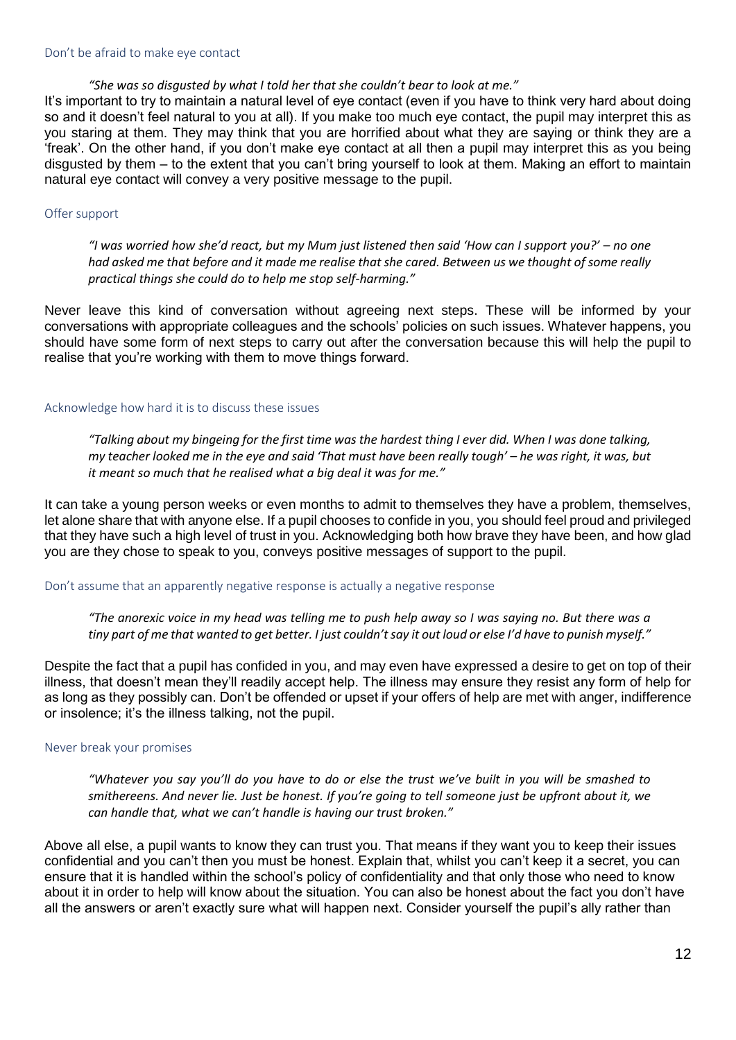### Don't be afraid to make eye contact

> *"She was so disgusted by what I told her that she couldn't bear to look at me."*

It's important to try to maintain a natural level of eye contact (even if you have to think very hard about doing so and it doesn't feel natural to you at all). If you make too much eye contact, the pupil may interpret this as you staring at them. They may think that you are horrified about what they are saying or think they are a 'freak'. On the other hand, if you don't make eye contact at all then a pupil may interpret this as you being disgusted by them – to the extent that you can't bring yourself to look at them. Making an effort to maintain natural eye contact will convey a very positive message to the pupil.

### Offer support

> *"I was worried how she'd react, but my Mum just listened then said 'How can I support you?' – no one had asked me that before and it made me realise that she cared. Between us we thought of some really practical things she could do to help me stop self-harming."*

Never leave this kind of conversation without agreeing next steps. These will be informed by your conversations with appropriate colleagues and the schools' policies on such issues. Whatever happens, you should have some form of next steps to carry out after the conversation because this will help the pupil to realise that you're working with them to move things forward.

### Acknowledge how hard it is to discuss these issues

> *"Talking about my bingeing for the first time was the hardest thing I ever did. When I was done talking, my teacher looked me in the eye and said 'That must have been really tough' – he was right, it was, but it meant so much that he realised what a big deal it was for me."*

It can take a young person weeks or even months to admit to themselves they have a problem, themselves, let alone share that with anyone else. If a pupil chooses to confide in you, you should feel proud and privileged that they have such a high level of trust in you. Acknowledging both how brave they have been, and how glad you are they chose to speak to you, conveys positive messages of support to the pupil.

### Don't assume that an apparently negative response is actually a negative response

> *"The anorexic voice in my head was telling me to push help away so I was saying no. But there was a tiny part of me that wanted to get better. I just couldn't say it out loud or else I'd have to punish myself."*

Despite the fact that a pupil has confided in you, and may even have expressed a desire to get on top of their illness, that doesn't mean they'll readily accept help. The illness may ensure they resist any form of help for as long as they possibly can. Don't be offended or upset if your offers of help are met with anger, indifference or insolence; it's the illness talking, not the pupil.

### Never break your promises

> *"Whatever you say you'll do you have to do or else the trust we've built in you will be smashed to smithereens. And never lie. Just be honest. If you're going to tell someone just be upfront about it, we can handle that, what we can't handle is having our trust broken."*

Above all else, a pupil wants to know they can trust you. That means if they want you to keep their issues confidential and you can't then you must be honest. Explain that, whilst you can't keep it a secret, you can ensure that it is handled within the school's policy of confidentiality and that only those who need to know about it in order to help will know about the situation. You can also be honest about the fact you don't have all the answers or aren't exactly sure what will happen next. Consider yourself the pupil's ally rather than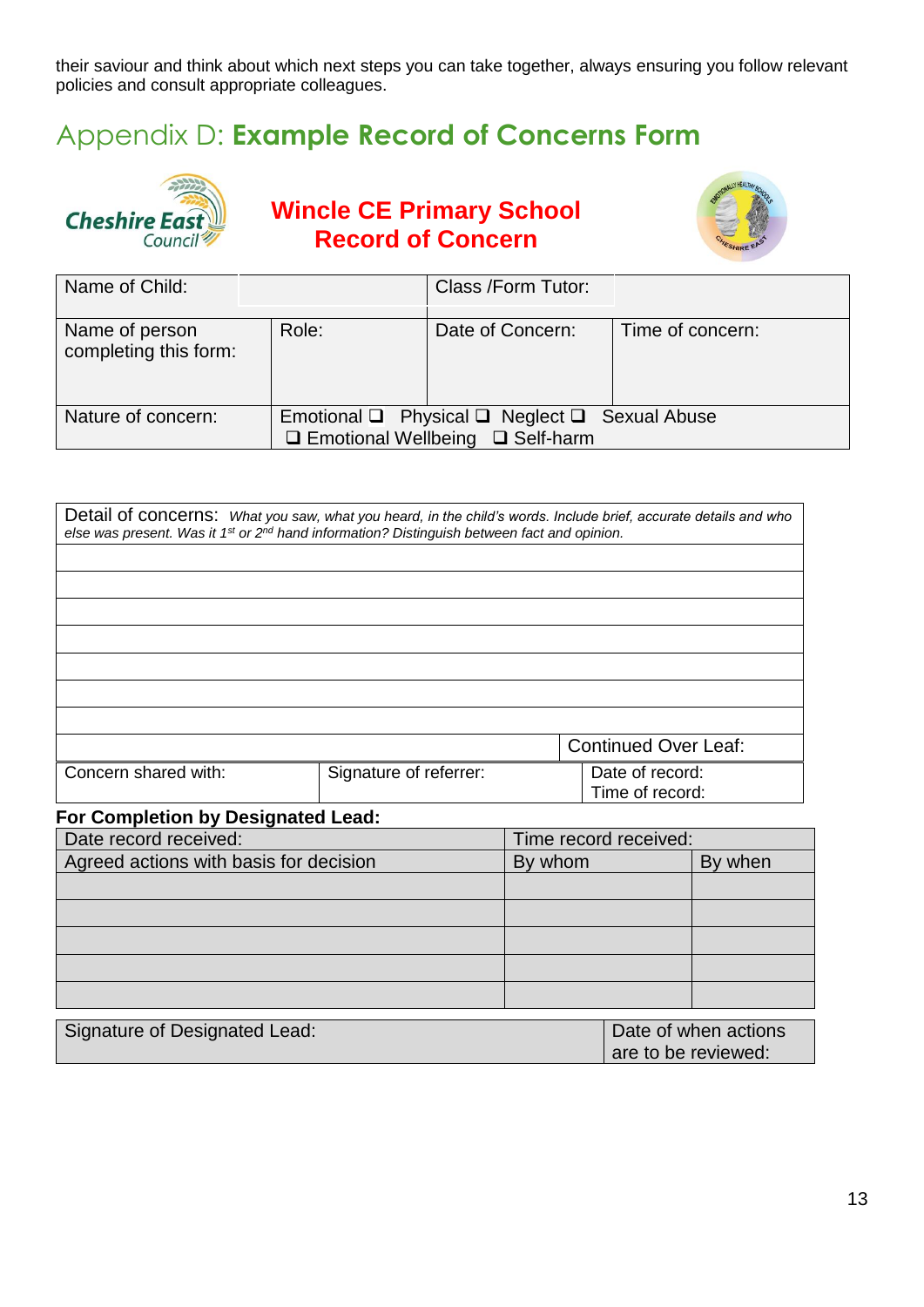their saviour and think about which next steps you can take together, always ensuring you follow relevant policies and consult appropriate colleagues.

## Appendix D: **Example Record of Concerns Form**

Cheshire East Council

**Wincle CE Primary School**
**Record of Concern**

| Name of Child: | | Class /Form Tutor: | |
|---|---|---|---|
| Name of person completing this form: | Role: | Date of Concern: | Time of concern: |
| Nature of concern: | Emotional ❑ Physical ❑ Neglect ❑ Sexual Abuse ❑ Emotional Wellbeing ❑ Self-harm | | |

| Detail of concerns: *What you saw, what you heard, in the child's words. Include brief, accurate details and who else was present. Was it 1st or 2nd hand information? Distinguish between fact and opinion.* | |
|---|---|
| | |
| | |
| | |
| | |
| | |
| | |
| | |
| | Continued Over Leaf: |

| Concern shared with: | Signature of referrer: | Date of record: Time of record: |
|---|---|---|

**For Completion by Designated Lead:**

| Date record received: | Time record received: | |
|---|---|---|
| Agreed actions with basis for decision | By whom | By when |
| | | |
| | | |
| | | |
| | | |
| | | |

| Signature of Designated Lead: | Date of when actions are to be reviewed: |
|---|---|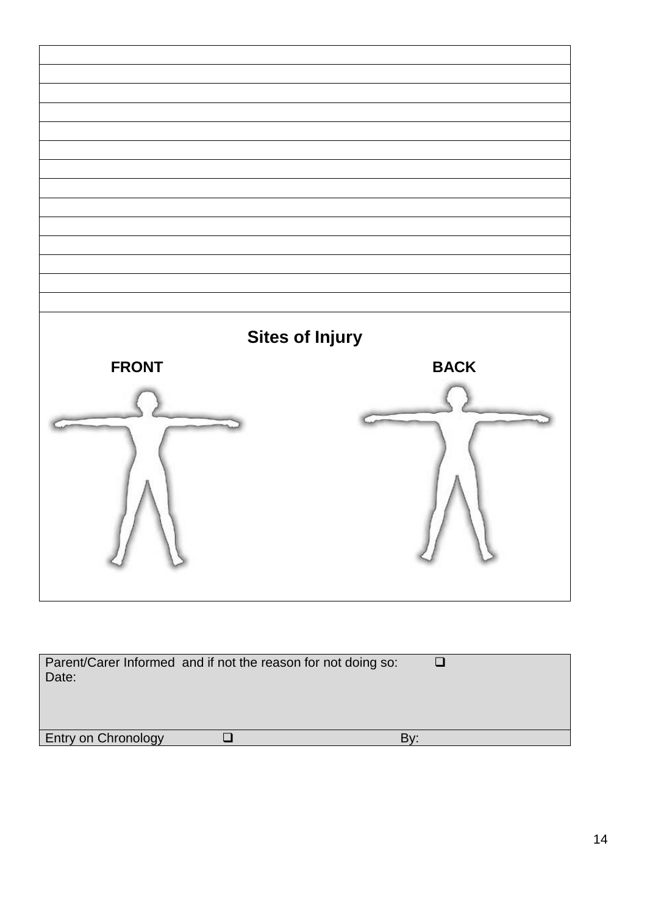| |
|---|
| |
| |
| |
| |
| |
| |
| |
| |
| |
| |
| |
| |
| |

**Sites of Injury**

**FRONT** **BACK**

| | | |
|---|---|---|
| Parent/Carer Informed and if not the reason for not doing so: ❑<br>Date: | | |
| Entry on Chronology ❑ | | By: |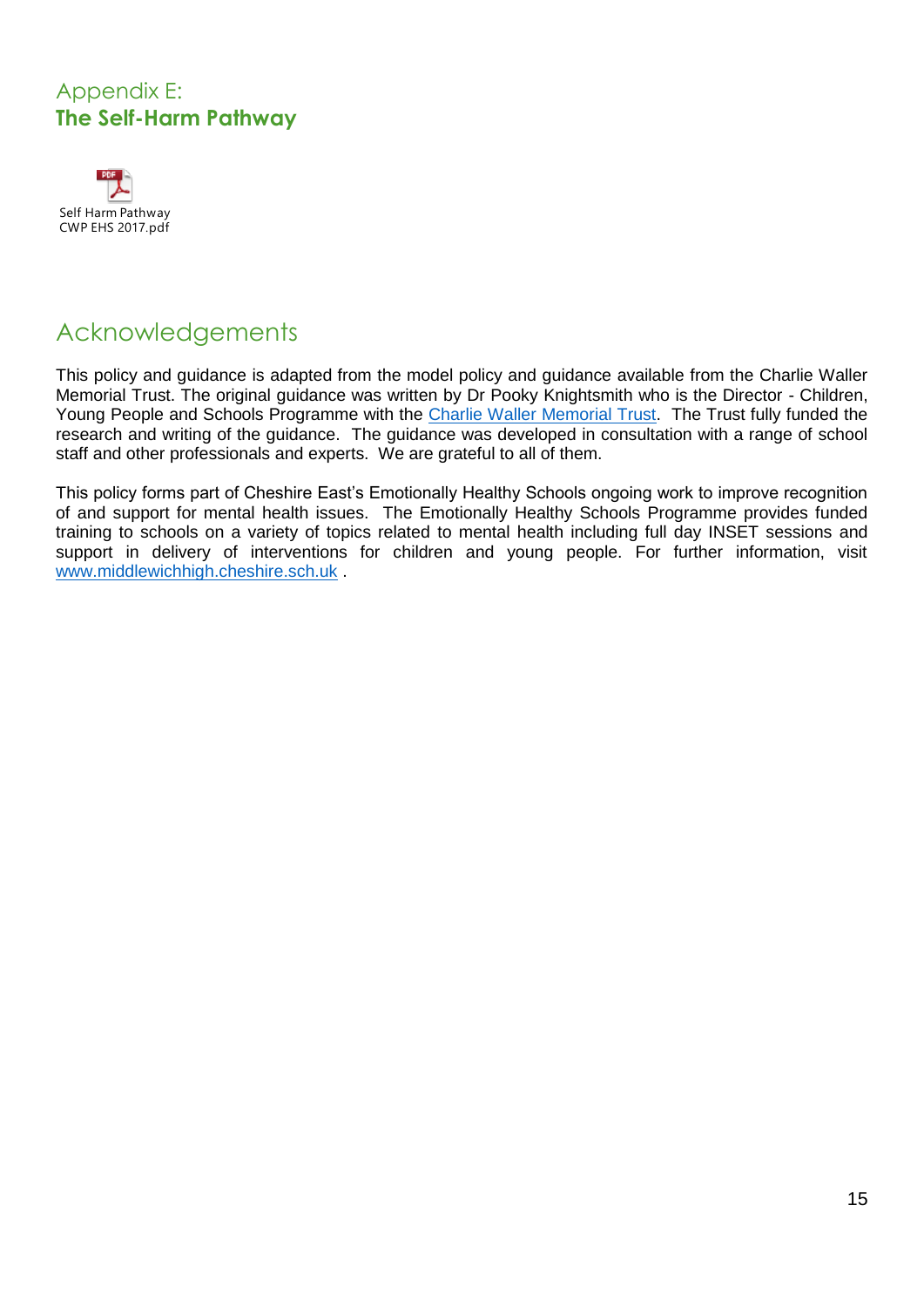## Appendix E:
## **The Self-Harm Pathway**

Self Harm Pathway
CWP EHS 2017.pdf

## Acknowledgements

This policy and guidance is adapted from the model policy and guidance available from the Charlie Waller Memorial Trust. The original guidance was written by Dr Pooky Knightsmith who is the Director - Children, Young People and Schools Programme with the Charlie Waller Memorial Trust. The Trust fully funded the research and writing of the guidance. The guidance was developed in consultation with a range of school staff and other professionals and experts. We are grateful to all of them.

This policy forms part of Cheshire East's Emotionally Healthy Schools ongoing work to improve recognition of and support for mental health issues. The Emotionally Healthy Schools Programme provides funded training to schools on a variety of topics related to mental health including full day INSET sessions and support in delivery of interventions for children and young people. For further information, visit www.middlewichhigh.cheshire.sch.uk .